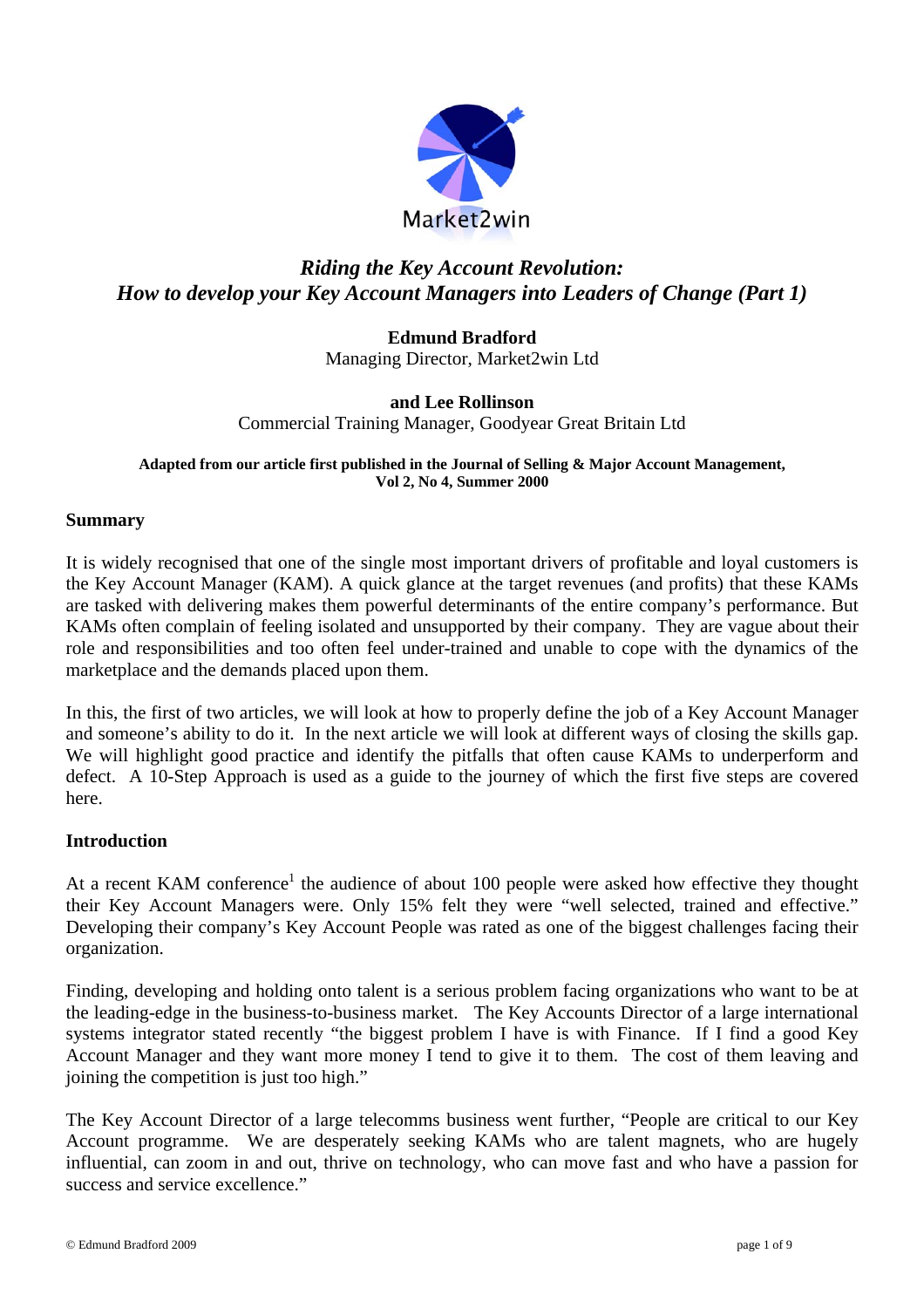Market2win

# *Riding the Key Account Revolution: How to develop your Key Account Managers into Leaders of Change (Part 1)*

**Edmund Bradford**
Managing Director, Market2win Ltd

**and Lee Rollinson**
Commercial Training Manager, Goodyear Great Britain Ltd

**Adapted from our article first published in the Journal of Selling & Major Account Management, Vol 2, No 4, Summer 2000**

## Summary

It is widely recognised that one of the single most important drivers of profitable and loyal customers is the Key Account Manager (KAM). A quick glance at the target revenues (and profits) that these KAMs are tasked with delivering makes them powerful determinants of the entire company's performance. But KAMs often complain of feeling isolated and unsupported by their company. They are vague about their role and responsibilities and too often feel under-trained and unable to cope with the dynamics of the marketplace and the demands placed upon them.

In this, the first of two articles, we will look at how to properly define the job of a Key Account Manager and someone's ability to do it. In the next article we will look at different ways of closing the skills gap. We will highlight good practice and identify the pitfalls that often cause KAMs to underperform and defect. A 10-Step Approach is used as a guide to the journey of which the first five steps are covered here.

## Introduction

At a recent KAM conference[1] the audience of about 100 people were asked how effective they thought their Key Account Managers were. Only 15% felt they were "well selected, trained and effective." Developing their company's Key Account People was rated as one of the biggest challenges facing their organization.

Finding, developing and holding onto talent is a serious problem facing organizations who want to be at the leading-edge in the business-to-business market. The Key Accounts Director of a large international systems integrator stated recently "the biggest problem I have is with Finance. If I find a good Key Account Manager and they want more money I tend to give it to them. The cost of them leaving and joining the competition is just too high."

The Key Account Director of a large telecomms business went further, "People are critical to our Key Account programme. We are desperately seeking KAMs who are talent magnets, who are hugely influential, can zoom in and out, thrive on technology, who can move fast and who have a passion for success and service excellence."

© Edmund Bradford 2009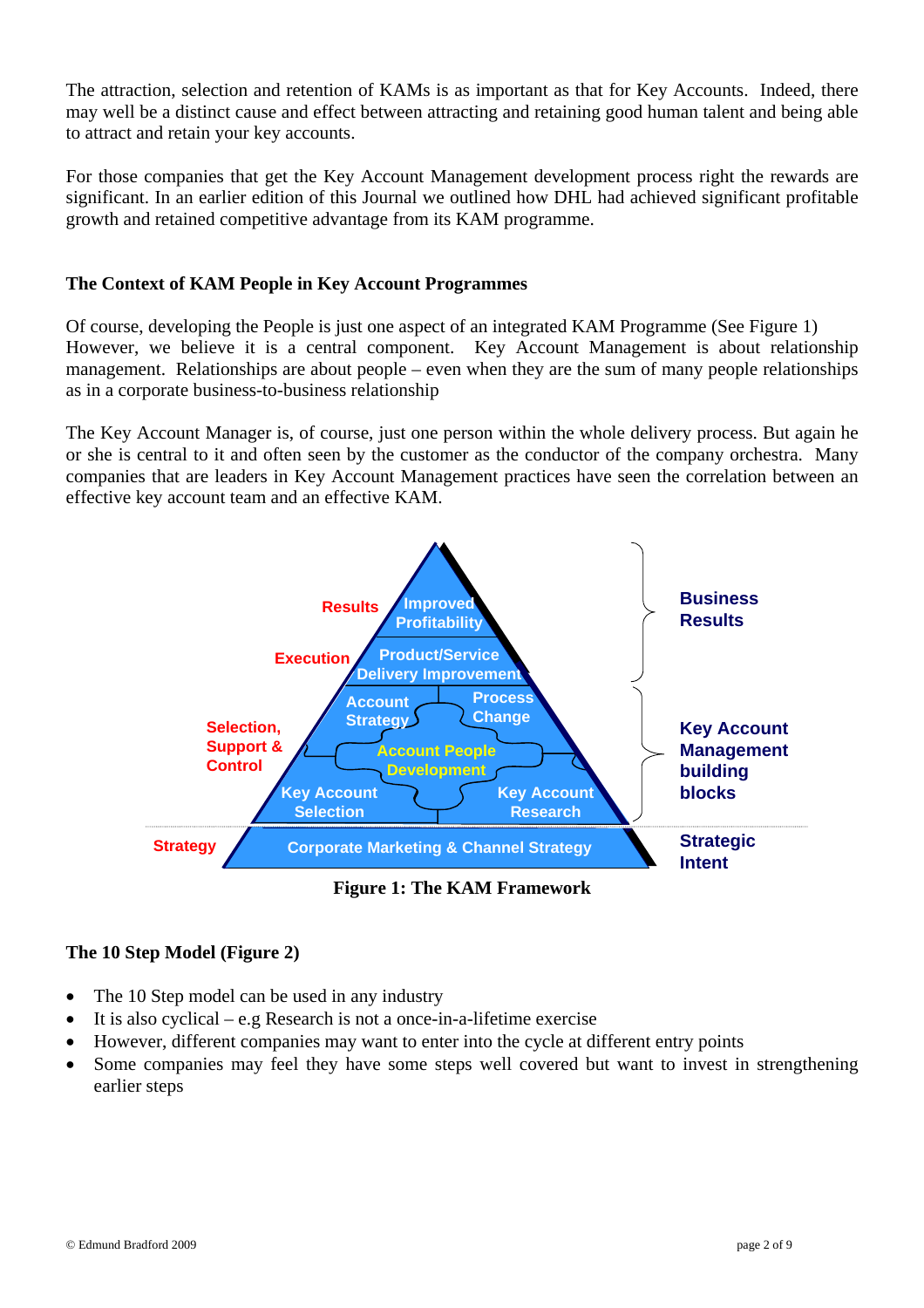The attraction, selection and retention of KAMs is as important as that for Key Accounts. Indeed, there may well be a distinct cause and effect between attracting and retaining good human talent and being able to attract and retain your key accounts.

For those companies that get the Key Account Management development process right the rewards are significant. In an earlier edition of this Journal we outlined how DHL had achieved significant profitable growth and retained competitive advantage from its KAM programme.

### The Context of KAM People in Key Account Programmes

Of course, developing the People is just one aspect of an integrated KAM Programme (See Figure 1) However, we believe it is a central component. Key Account Management is about relationship management. Relationships are about people – even when they are the sum of many people relationships as in a corporate business-to-business relationship

The Key Account Manager is, of course, just one person within the whole delivery process. But again he or she is central to it and often seen by the customer as the conductor of the company orchestra. Many companies that are leaders in Key Account Management practices have seen the correlation between an effective key account team and an effective KAM.

Results | Improved Profitability
Execution | Product/Service Delivery Improvement
Selection, Support & Control | Account Strategy | Process Change | Account People Development | Key Account Selection | Key Account Research
Strategy | Corporate Marketing & Channel Strategy

Business Results
Key Account Management building blocks
Strategic Intent

**Figure 1: The KAM Framework**

### The 10 Step Model (Figure 2)

- The 10 Step model can be used in any industry
- It is also cyclical – e.g Research is not a once-in-a-lifetime exercise
- However, different companies may want to enter into the cycle at different entry points
- Some companies may feel they have some steps well covered but want to invest in strengthening earlier steps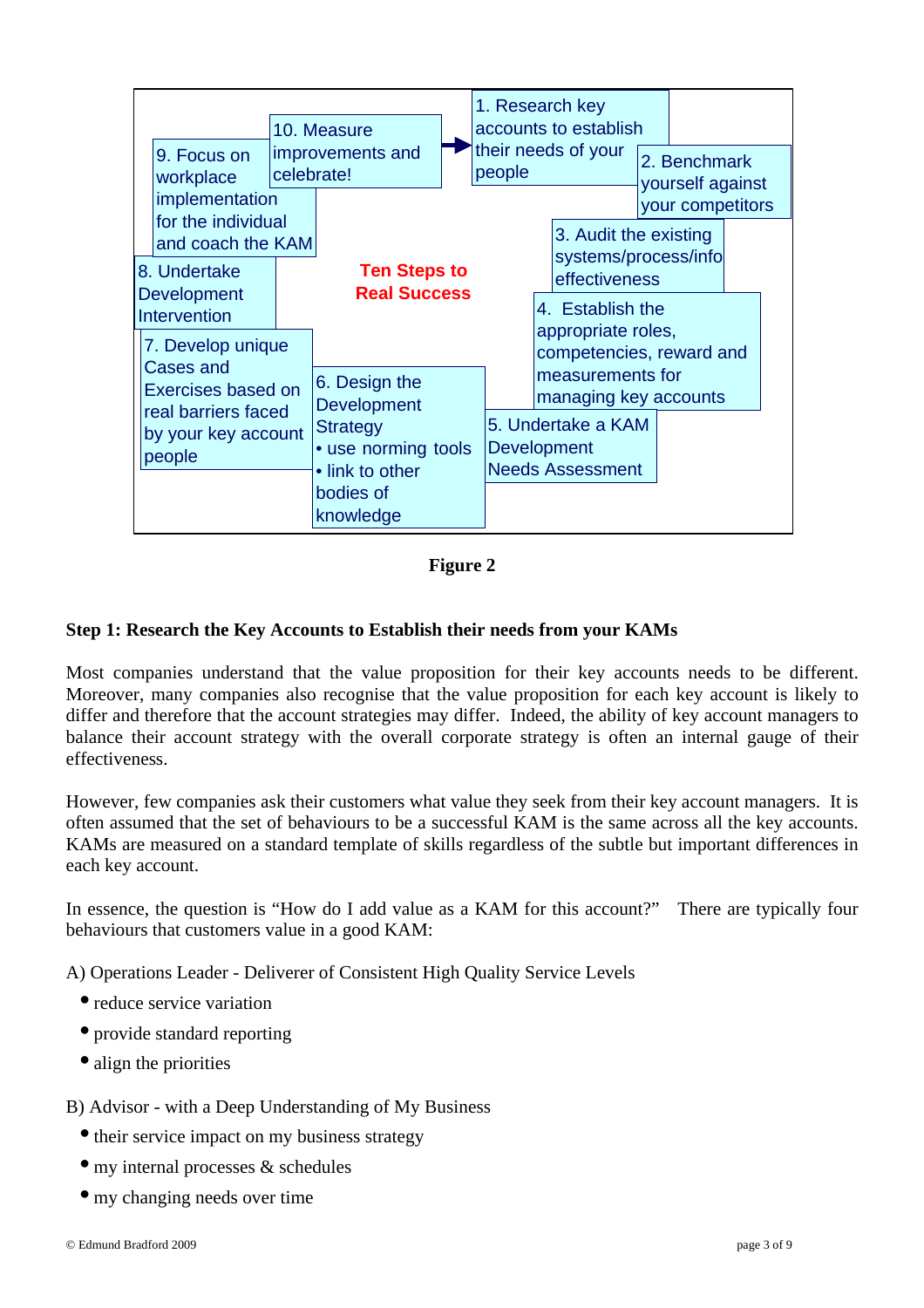Ten Steps to Real Success

1. Research key accounts to establish their needs of your people
2. Benchmark yourself against your competitors
3. Audit the existing systems/process/info effectiveness
4. Establish the appropriate roles, competencies, reward and measurements for managing key accounts
5. Undertake a KAM Development Needs Assessment
6. Design the Development Strategy
   - use norming tools
   - link to other bodies of knowledge
7. Develop unique Cases and Exercises based on real barriers faced by your key account people
8. Undertake Development Intervention
9. Focus on workplace implementation for the individual and coach the KAM
10. Measure improvements and celebrate!

**Figure 2**

## Step 1: Research the Key Accounts to Establish their needs from your KAMs

Most companies understand that the value proposition for their key accounts needs to be different. Moreover, many companies also recognise that the value proposition for each key account is likely to differ and therefore that the account strategies may differ. Indeed, the ability of key account managers to balance their account strategy with the overall corporate strategy is often an internal gauge of their effectiveness.

However, few companies ask their customers what value they seek from their key account managers. It is often assumed that the set of behaviours to be a successful KAM is the same across all the key accounts. KAMs are measured on a standard template of skills regardless of the subtle but important differences in each key account.

In essence, the question is "How do I add value as a KAM for this account?" There are typically four behaviours that customers value in a good KAM:

A) Operations Leader - Deliverer of Consistent High Quality Service Levels

- reduce service variation
- provide standard reporting
- align the priorities

B) Advisor - with a Deep Understanding of My Business

- their service impact on my business strategy
- my internal processes & schedules
- my changing needs over time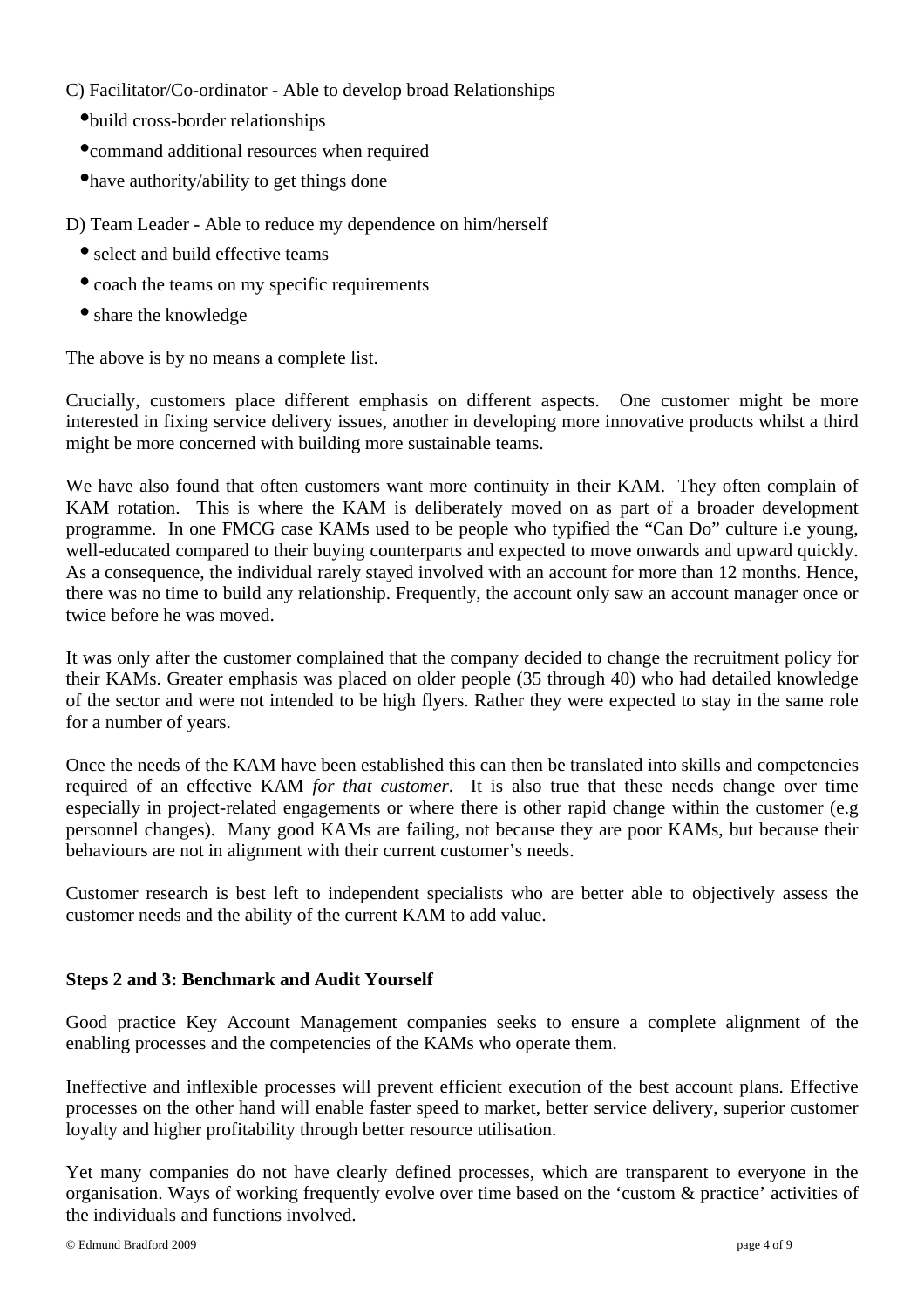C) Facilitator/Co-ordinator - Able to develop broad Relationships

- build cross-border relationships
- command additional resources when required
- have authority/ability to get things done

D) Team Leader - Able to reduce my dependence on him/herself

- select and build effective teams
- coach the teams on my specific requirements
- share the knowledge

The above is by no means a complete list.

Crucially, customers place different emphasis on different aspects. One customer might be more interested in fixing service delivery issues, another in developing more innovative products whilst a third might be more concerned with building more sustainable teams.

We have also found that often customers want more continuity in their KAM. They often complain of KAM rotation. This is where the KAM is deliberately moved on as part of a broader development programme. In one FMCG case KAMs used to be people who typified the "Can Do" culture i.e young, well-educated compared to their buying counterparts and expected to move onwards and upward quickly. As a consequence, the individual rarely stayed involved with an account for more than 12 months. Hence, there was no time to build any relationship. Frequently, the account only saw an account manager once or twice before he was moved.

It was only after the customer complained that the company decided to change the recruitment policy for their KAMs. Greater emphasis was placed on older people (35 through 40) who had detailed knowledge of the sector and were not intended to be high flyers. Rather they were expected to stay in the same role for a number of years.

Once the needs of the KAM have been established this can then be translated into skills and competencies required of an effective KAM *for that customer*. It is also true that these needs change over time especially in project-related engagements or where there is other rapid change within the customer (e.g personnel changes). Many good KAMs are failing, not because they are poor KAMs, but because their behaviours are not in alignment with their current customer's needs.

Customer research is best left to independent specialists who are better able to objectively assess the customer needs and the ability of the current KAM to add value.

**Steps 2 and 3: Benchmark and Audit Yourself**

Good practice Key Account Management companies seeks to ensure a complete alignment of the enabling processes and the competencies of the KAMs who operate them.

Ineffective and inflexible processes will prevent efficient execution of the best account plans. Effective processes on the other hand will enable faster speed to market, better service delivery, superior customer loyalty and higher profitability through better resource utilisation.

Yet many companies do not have clearly defined processes, which are transparent to everyone in the organisation. Ways of working frequently evolve over time based on the 'custom & practice' activities of the individuals and functions involved.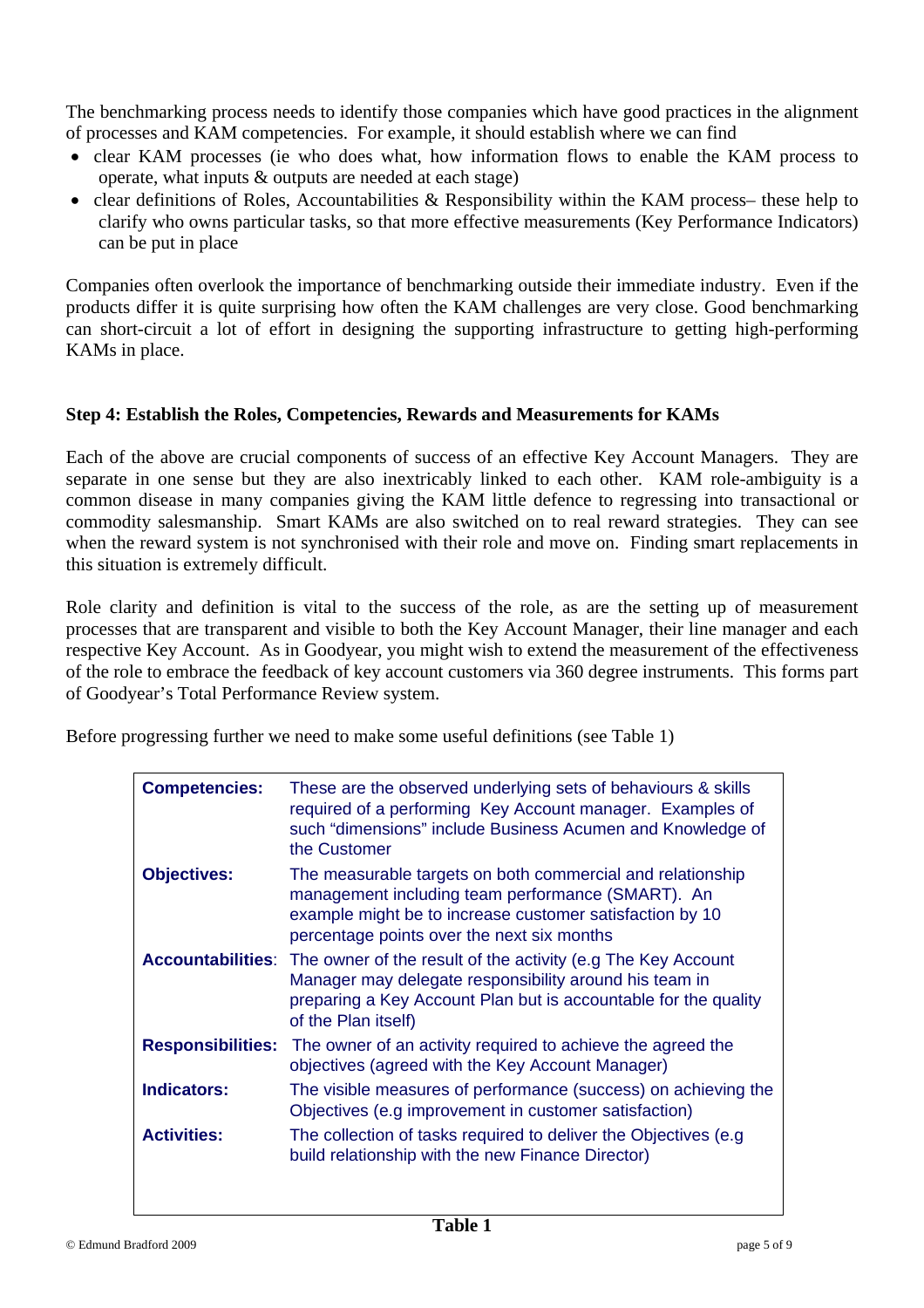The benchmarking process needs to identify those companies which have good practices in the alignment of processes and KAM competencies. For example, it should establish where we can find

- clear KAM processes (ie who does what, how information flows to enable the KAM process to operate, what inputs & outputs are needed at each stage)
- clear definitions of Roles, Accountabilities & Responsibility within the KAM process– these help to clarify who owns particular tasks, so that more effective measurements (Key Performance Indicators) can be put in place

Companies often overlook the importance of benchmarking outside their immediate industry. Even if the products differ it is quite surprising how often the KAM challenges are very close. Good benchmarking can short-circuit a lot of effort in designing the supporting infrastructure to getting high-performing KAMs in place.

### Step 4: Establish the Roles, Competencies, Rewards and Measurements for KAMs

Each of the above are crucial components of success of an effective Key Account Managers. They are separate in one sense but they are also inextricably linked to each other. KAM role-ambiguity is a common disease in many companies giving the KAM little defence to regressing into transactional or commodity salesmanship. Smart KAMs are also switched on to real reward strategies. They can see when the reward system is not synchronised with their role and move on. Finding smart replacements in this situation is extremely difficult.

Role clarity and definition is vital to the success of the role, as are the setting up of measurement processes that are transparent and visible to both the Key Account Manager, their line manager and each respective Key Account. As in Goodyear, you might wish to extend the measurement of the effectiveness of the role to embrace the feedback of key account customers via 360 degree instruments. This forms part of Goodyear's Total Performance Review system.

Before progressing further we need to make some useful definitions (see Table 1)

| | |
|---|---|
| **Competencies:** | These are the observed underlying sets of behaviours & skills required of a performing Key Account manager. Examples of such "dimensions" include Business Acumen and Knowledge of the Customer |
| **Objectives:** | The measurable targets on both commercial and relationship management including team performance (SMART). An example might be to increase customer satisfaction by 10 percentage points over the next six months |
| **Accountabilities**: | The owner of the result of the activity (e.g The Key Account Manager may delegate responsibility around his team in preparing a Key Account Plan but is accountable for the quality of the Plan itself) |
| **Responsibilities:** | The owner of an activity required to achieve the agreed the objectives (agreed with the Key Account Manager) |
| **Indicators:** | The visible measures of performance (success) on achieving the Objectives (e.g improvement in customer satisfaction) |
| **Activities:** | The collection of tasks required to deliver the Objectives (e.g build relationship with the new Finance Director) |

**Table 1**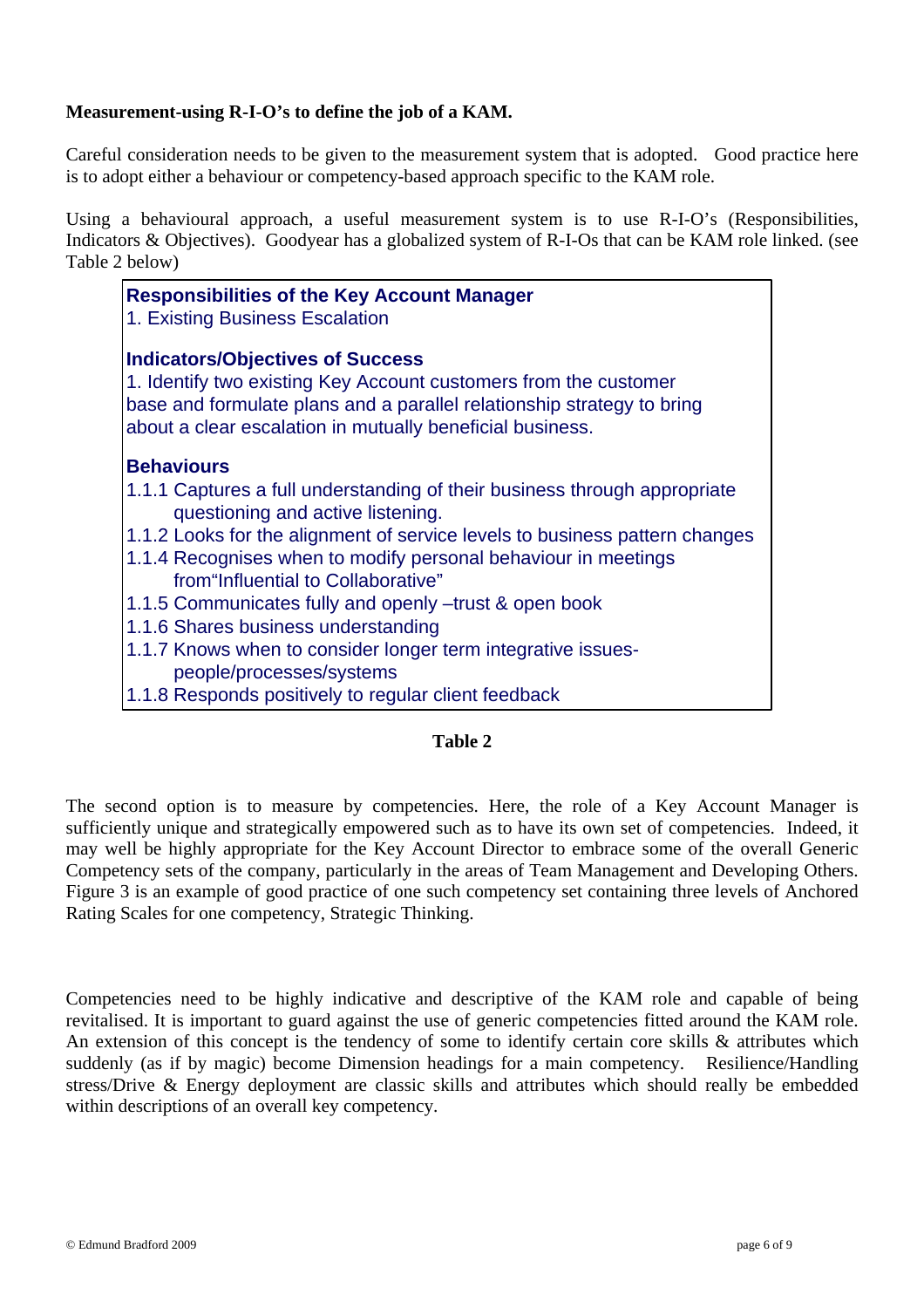**Measurement-using R-I-O's to define the job of a KAM.**

Careful consideration needs to be given to the measurement system that is adopted. Good practice here is to adopt either a behaviour or competency-based approach specific to the KAM role.

Using a behavioural approach, a useful measurement system is to use R-I-O's (Responsibilities, Indicators & Objectives). Goodyear has a globalized system of R-I-Os that can be KAM role linked. (see Table 2 below)

**Responsibilities of the Key Account Manager**

1. Existing Business Escalation

**Indicators/Objectives of Success**

1. Identify two existing Key Account customers from the customer base and formulate plans and a parallel relationship strategy to bring about a clear escalation in mutually beneficial business.

**Behaviours**

1.1.1 Captures a full understanding of their business through appropriate questioning and active listening.
1.1.2 Looks for the alignment of service levels to business pattern changes
1.1.4 Recognises when to modify personal behaviour in meetings from"Influential to Collaborative"
1.1.5 Communicates fully and openly –trust & open book
1.1.6 Shares business understanding
1.1.7 Knows when to consider longer term integrative issues-people/processes/systems
1.1.8 Responds positively to regular client feedback

**Table 2**

The second option is to measure by competencies. Here, the role of a Key Account Manager is sufficiently unique and strategically empowered such as to have its own set of competencies. Indeed, it may well be highly appropriate for the Key Account Director to embrace some of the overall Generic Competency sets of the company, particularly in the areas of Team Management and Developing Others. Figure 3 is an example of good practice of one such competency set containing three levels of Anchored Rating Scales for one competency, Strategic Thinking.

Competencies need to be highly indicative and descriptive of the KAM role and capable of being revitalised. It is important to guard against the use of generic competencies fitted around the KAM role. An extension of this concept is the tendency of some to identify certain core skills & attributes which suddenly (as if by magic) become Dimension headings for a main competency. Resilience/Handling stress/Drive & Energy deployment are classic skills and attributes which should really be embedded within descriptions of an overall key competency.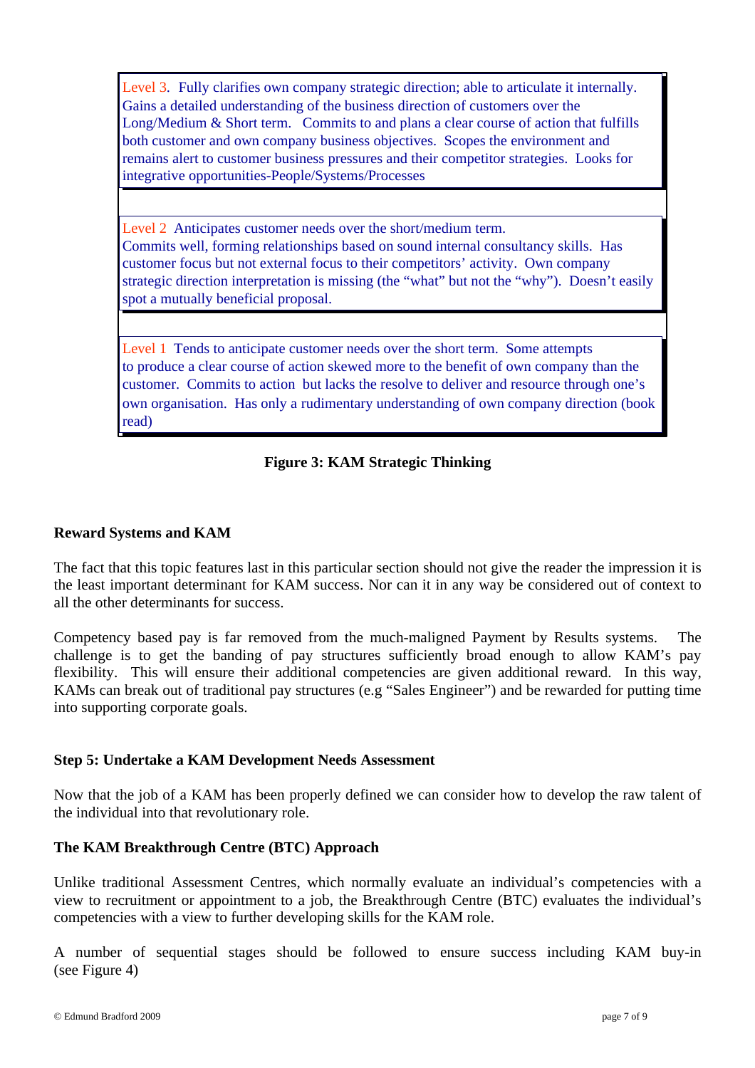Level 3. Fully clarifies own company strategic direction; able to articulate it internally. Gains a detailed understanding of the business direction of customers over the Long/Medium & Short term. Commits to and plans a clear course of action that fulfills both customer and own company business objectives. Scopes the environment and remains alert to customer business pressures and their competitor strategies. Looks for integrative opportunities-People/Systems/Processes

Level 2 Anticipates customer needs over the short/medium term. Commits well, forming relationships based on sound internal consultancy skills. Has customer focus but not external focus to their competitors' activity. Own company strategic direction interpretation is missing (the "what" but not the "why"). Doesn't easily spot a mutually beneficial proposal.

Level 1 Tends to anticipate customer needs over the short term. Some attempts to produce a clear course of action skewed more to the benefit of own company than the customer. Commits to action but lacks the resolve to deliver and resource through one's own organisation. Has only a rudimentary understanding of own company direction (book read)

**Figure 3: KAM Strategic Thinking**

### Reward Systems and KAM

The fact that this topic features last in this particular section should not give the reader the impression it is the least important determinant for KAM success. Nor can it in any way be considered out of context to all the other determinants for success.

Competency based pay is far removed from the much-maligned Payment by Results systems. The challenge is to get the banding of pay structures sufficiently broad enough to allow KAM's pay flexibility. This will ensure their additional competencies are given additional reward. In this way, KAMs can break out of traditional pay structures (e.g "Sales Engineer") and be rewarded for putting time into supporting corporate goals.

### Step 5: Undertake a KAM Development Needs Assessment

Now that the job of a KAM has been properly defined we can consider how to develop the raw talent of the individual into that revolutionary role.

### The KAM Breakthrough Centre (BTC) Approach

Unlike traditional Assessment Centres, which normally evaluate an individual's competencies with a view to recruitment or appointment to a job, the Breakthrough Centre (BTC) evaluates the individual's competencies with a view to further developing skills for the KAM role.

A number of sequential stages should be followed to ensure success including KAM buy-in (see Figure 4)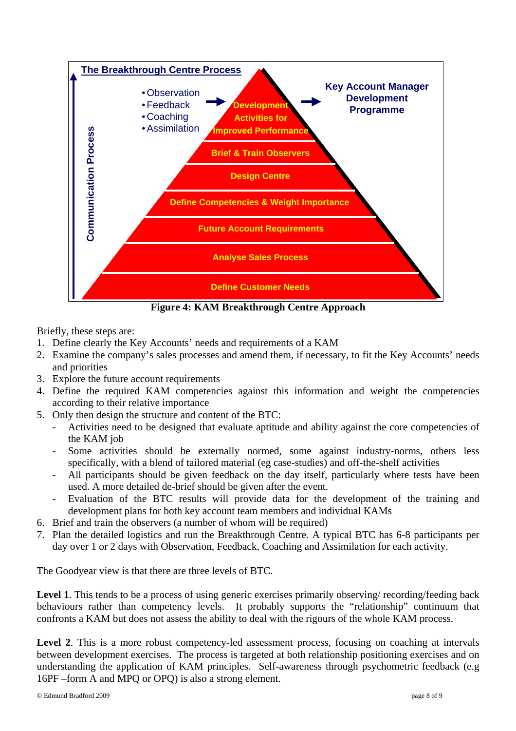**The Breakthrough Centre Process**

- Observation
- Feedback
- Coaching
- Assimilation

→ Development Activities for Improved Performance → Key Account Manager Development Programme

Brief & Train Observers

Design Centre

Define Competencies & Weight Importance

Future Account Requirements

Analyse Sales Process

Define Customer Needs

Communication Process

**Figure 4: KAM Breakthrough Centre Approach**

Briefly, these steps are:

1. Define clearly the Key Accounts' needs and requirements of a KAM
2. Examine the company's sales processes and amend them, if necessary, to fit the Key Accounts' needs and priorities
3. Explore the future account requirements
4. Define the required KAM competencies against this information and weight the competencies according to their relative importance
5. Only then design the structure and content of the BTC:
   - Activities need to be designed that evaluate aptitude and ability against the core competencies of the KAM job
   - Some activities should be externally normed, some against industry-norms, others less specifically, with a blend of tailored material (eg case-studies) and off-the-shelf activities
   - All participants should be given feedback on the day itself, particularly where tests have been used. A more detailed de-brief should be given after the event.
   - Evaluation of the BTC results will provide data for the development of the training and development plans for both key account team members and individual KAMs
6. Brief and train the observers (a number of whom will be required)
7. Plan the detailed logistics and run the Breakthrough Centre. A typical BTC has 6-8 participants per day over 1 or 2 days with Observation, Feedback, Coaching and Assimilation for each activity.

The Goodyear view is that there are three levels of BTC.

**Level 1**. This tends to be a process of using generic exercises primarily observing/ recording/feeding back behaviours rather than competency levels. It probably supports the "relationship" continuum that confronts a KAM but does not assess the ability to deal with the rigours of the whole KAM process.

**Level 2**. This is a more robust competency-led assessment process, focusing on coaching at intervals between development exercises. The process is targeted at both relationship positioning exercises and on understanding the application of KAM principles. Self-awareness through psychometric feedback (e.g 16PF –form A and MPQ or OPQ) is also a strong element.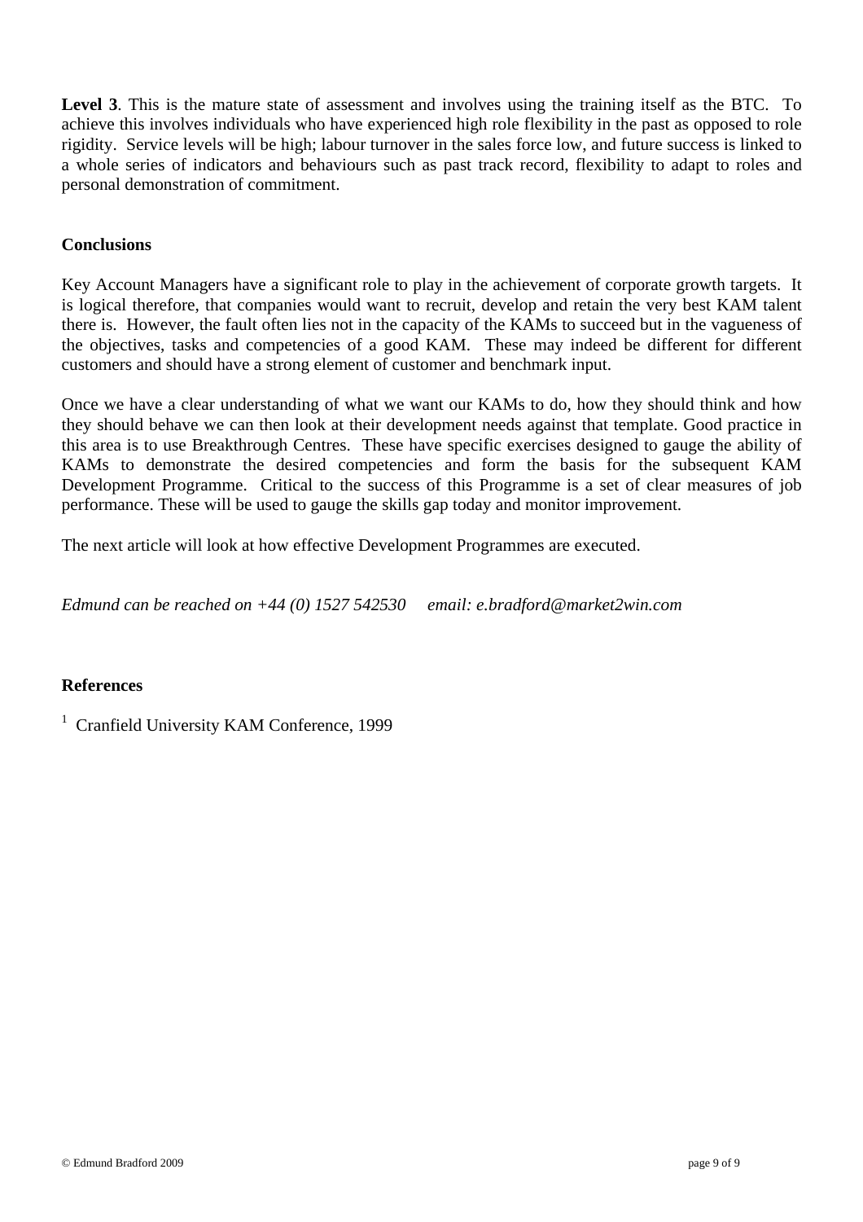**Level 3**. This is the mature state of assessment and involves using the training itself as the BTC. To achieve this involves individuals who have experienced high role flexibility in the past as opposed to role rigidity. Service levels will be high; labour turnover in the sales force low, and future success is linked to a whole series of indicators and behaviours such as past track record, flexibility to adapt to roles and personal demonstration of commitment.

## Conclusions

Key Account Managers have a significant role to play in the achievement of corporate growth targets. It is logical therefore, that companies would want to recruit, develop and retain the very best KAM talent there is. However, the fault often lies not in the capacity of the KAMs to succeed but in the vagueness of the objectives, tasks and competencies of a good KAM. These may indeed be different for different customers and should have a strong element of customer and benchmark input.

Once we have a clear understanding of what we want our KAMs to do, how they should think and how they should behave we can then look at their development needs against that template. Good practice in this area is to use Breakthrough Centres. These have specific exercises designed to gauge the ability of KAMs to demonstrate the desired competencies and form the basis for the subsequent KAM Development Programme. Critical to the success of this Programme is a set of clear measures of job performance. These will be used to gauge the skills gap today and monitor improvement.

The next article will look at how effective Development Programmes are executed.

*Edmund can be reached on +44 (0) 1527 542530 email: e.bradford@market2win.com*

## References

[1] Cranfield University KAM Conference, 1999

© Edmund Bradford 2009